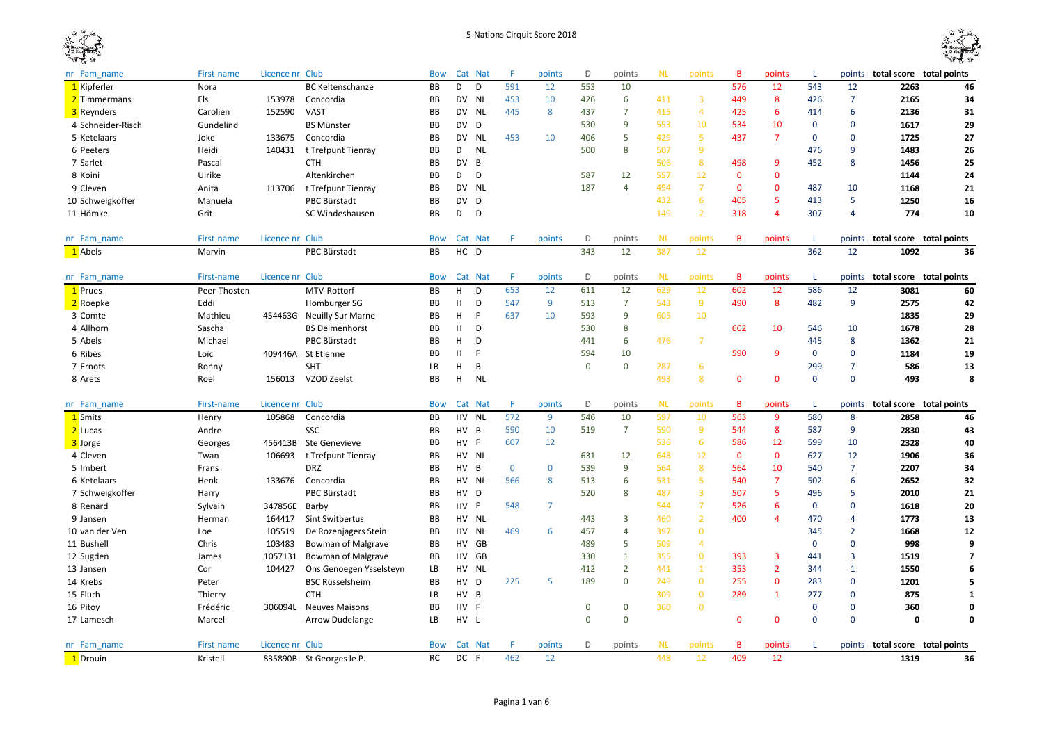# 5-Nations Cirquit Score 2018

| nr | Fam_name | First-name | Licence nr | Club | Bow | Cat | Nat | F | points | D | points | NL | points | B | points | L | points | total score | total points |
|---|---|---|---|---|---|---|---|---|---|---|---|---|---|---|---|---|---|---|---|
| 1 | Kipferler | Nora | | BC Keltenschanze | BB | D | D | 591 | 12 | 553 | 10 | | | 576 | 12 | 543 | 12 | 2263 | 46 |
| 2 | Timmermans | Els | 153978 | Concordia | BB | DV | NL | 453 | 10 | 426 | 6 | 411 | 3 | 449 | 8 | 426 | 7 | 2165 | 34 |
| 3 | Reynders | Carolien | 152590 | VAST | BB | DV | NL | 445 | 8 | 437 | 7 | 415 | 4 | 425 | 6 | 414 | 6 | 2136 | 31 |
| 4 | Schneider-Risch | Gundelind | | BS Münster | BB | DV | D | | | 530 | 9 | 553 | 10 | 534 | 10 | 0 | 0 | 1617 | 29 |
| 5 | Ketelaars | Joke | 133675 | Concordia | BB | DV | NL | 453 | 10 | 406 | 5 | 429 | 5 | 437 | 7 | 0 | 0 | 1725 | 27 |
| 6 | Peeters | Heidi | 140431 | t Trefpunt Tienray | BB | D | NL | | | 500 | 8 | 507 | 9 | | | 476 | 9 | 1483 | 26 |
| 7 | Sarlet | Pascal | | CTH | BB | DV | B | | | | | 506 | 8 | 498 | 9 | 452 | 8 | 1456 | 25 |
| 8 | Koini | Ulrike | | Altenkirchen | BB | D | D | | | 587 | 12 | 557 | 12 | 0 | 0 | | | 1144 | 24 |
| 9 | Cleven | Anita | 113706 | t Trefpunt Tienray | BB | DV | NL | | | 187 | 4 | 494 | 7 | 0 | 0 | 487 | 10 | 1168 | 21 |
| 10 | Schweigkoffer | Manuela | | PBC Bürstadt | BB | DV | D | | | | | 432 | 6 | 405 | 5 | 413 | 5 | 1250 | 16 |
| 11 | Hömke | Grit | | SC Windeshausen | BB | D | D | | | | | 149 | 2 | 318 | 4 | 307 | 4 | 774 | 10 |

| nr | Fam_name | First-name | Licence nr | Club | Bow | Cat | Nat | F | points | D | points | NL | points | B | points | L | points | total score | total points |
|---|---|---|---|---|---|---|---|---|---|---|---|---|---|---|---|---|---|---|---|
| 1 | Abels | Marvin | | PBC Bürstadt | BB | HC | D | | | 343 | 12 | 387 | 12 | | | 362 | 12 | 1092 | 36 |

| nr | Fam_name | First-name | Licence nr | Club | Bow | Cat | Nat | F | points | D | points | NL | points | B | points | L | points | total score | total points |
|---|---|---|---|---|---|---|---|---|---|---|---|---|---|---|---|---|---|---|---|
| 1 | Prues | Peer-Thosten | | MTV-Rottorf | BB | H | D | 653 | 12 | 611 | 12 | 629 | 12 | 602 | 12 | 586 | 12 | 3081 | 60 |
| 2 | Roepke | Eddi | | Homburger SG | BB | H | D | 547 | 9 | 513 | 7 | 543 | 9 | 490 | 8 | 482 | 9 | 2575 | 42 |
| 3 | Comte | Mathieu | 454463G | Neuilly Sur Marne | BB | H | F | 637 | 10 | 593 | 9 | 605 | 10 | | | | | 1835 | 29 |
| 4 | Allhorn | Sascha | | BS Delmenhorst | BB | H | D | | | 530 | 8 | | | 602 | 10 | 546 | 10 | 1678 | 28 |
| 5 | Abels | Michael | | PBC Bürstadt | BB | H | D | | | 441 | 6 | 476 | 7 | | | 445 | 8 | 1362 | 21 |
| 6 | Ribes | Loïc | 409446A | St Etienne | BB | H | F | | | 594 | 10 | | | 590 | 9 | 0 | 0 | 1184 | 19 |
| 7 | Ernots | Ronny | | SHT | LB | H | B | | | 0 | 0 | 287 | 6 | | | 299 | 7 | 586 | 13 |
| 8 | Arets | Roel | 156013 | VZOD Zeelst | BB | H | NL | | | | | 493 | 8 | 0 | 0 | 0 | 0 | 493 | 8 |

| nr | Fam_name | First-name | Licence nr | Club | Bow | Cat | Nat | F | points | D | points | NL | points | B | points | L | points | total score | total points |
|---|---|---|---|---|---|---|---|---|---|---|---|---|---|---|---|---|---|---|---|
| 1 | Smits | Henry | 105868 | Concordia | BB | HV | NL | 572 | 9 | 546 | 10 | 597 | 10 | 563 | 9 | 580 | 8 | 2858 | 46 |
| 2 | Lucas | Andre | | SSC | BB | HV | B | 590 | 10 | 519 | 7 | 590 | 9 | 544 | 8 | 587 | 9 | 2830 | 43 |
| 3 | Jorge | Georges | 456413B | Ste Genevieve | BB | HV | F | 607 | 12 | | | 536 | 6 | 586 | 12 | 599 | 10 | 2328 | 40 |
| 4 | Cleven | Twan | 106693 | t Trefpunt Tienray | BB | HV | NL | | | 631 | 12 | 648 | 12 | 0 | 0 | 627 | 12 | 1906 | 36 |
| 5 | Imbert | Frans | | DRZ | BB | HV | B | 0 | 0 | 539 | 9 | 564 | 8 | 564 | 10 | 540 | 7 | 2207 | 34 |
| 6 | Ketelaars | Henk | 133676 | Concordia | BB | HV | NL | 566 | 8 | 513 | 6 | 531 | 5 | 540 | 7 | 502 | 6 | 2652 | 32 |
| 7 | Schweigkoffer | Harry | | PBC Bürstadt | BB | HV | D | | | 520 | 8 | 487 | 3 | 507 | 5 | 496 | 5 | 2010 | 21 |
| 8 | Renard | Sylvain | 347856E | Barby | BB | HV | F | 548 | 7 | | | 544 | 7 | 526 | 6 | 0 | 0 | 1618 | 20 |
| 9 | Jansen | Herman | 164417 | Sint Switbertus | BB | HV | NL | | | 443 | 3 | 460 | 2 | 400 | 4 | 470 | 4 | 1773 | 13 |
| 10 | van der Ven | Loe | 105519 | De Rozenjagers Stein | BB | HV | NL | 469 | 6 | 457 | 4 | 397 | 0 | | | 345 | 2 | 1668 | 12 |
| 11 | Bushell | Chris | 103483 | Bowman of Malgrave | BB | HV | GB | | | 489 | 5 | 509 | 4 | | | 0 | 0 | 998 | 9 |
| 12 | Sugden | James | 1057131 | Bowman of Malgrave | BB | HV | GB | | | 330 | 1 | 355 | 0 | 393 | 3 | 441 | 3 | 1519 | 7 |
| 13 | Jansen | Cor | 104427 | Ons Genoegen Ysselsteyn | LB | HV | NL | | | 412 | 2 | 441 | 1 | 353 | 2 | 344 | 1 | 1550 | 6 |
| 14 | Krebs | Peter | | BSC Rüsselsheim | BB | HV | D | 225 | 5 | 189 | 0 | 249 | 0 | 255 | 0 | 283 | 0 | 1201 | 5 |
| 15 | Flurh | Thierry | | CTH | LB | HV | B | | | | | 309 | 0 | 289 | 1 | 277 | 0 | 875 | 1 |
| 16 | Pitoy | Frédéric | 306094L | Neuves Maisons | BB | HV | F | | | 0 | 0 | 360 | 0 | | | 0 | 0 | 360 | 0 |
| 17 | Lamesch | Marcel | | Arrow Dudelange | LB | HV | L | | | 0 | 0 | | | 0 | 0 | 0 | 0 | 0 | 0 |

| nr | Fam_name | First-name | Licence nr | Club | Bow | Cat | Nat | F | points | D | points | NL | points | B | points | L | points | total score | total points |
|---|---|---|---|---|---|---|---|---|---|---|---|---|---|---|---|---|---|---|---|
| 1 | Drouin | Kristell | 835890B | St Georges le P. | RC | DC | F | 462 | 12 | | | 448 | 12 | 409 | 12 | | | 1319 | 36 |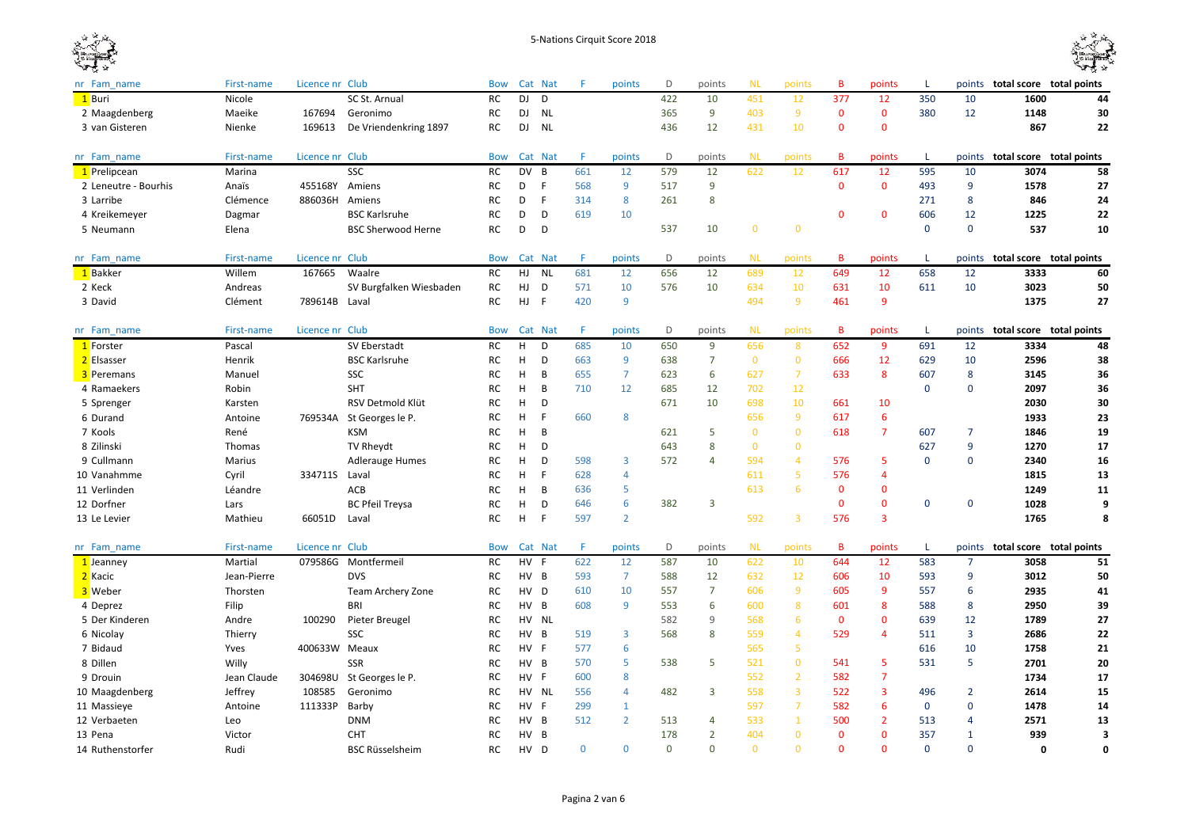# 5-Nations Cirquit Score 2018

| nr | Fam_name | First-name | Licence nr | Club | Bow | Cat | Nat | F | points | D | points | NL | points | B | points | L | points | total score | total points |
|---|---|---|---|---|---|---|---|---|---|---|---|---|---|---|---|---|---|---|---|
| 1 | Buri | Nicole | | SC St. Arnual | RC | DJ | D | | | 422 | 10 | 451 | 12 | 377 | 12 | 350 | 10 | 1600 | 44 |
| 2 | Maagdenberg | Maeike | 167694 | Geronimo | RC | DJ | NL | | | 365 | 9 | 403 | 9 | 0 | 0 | 380 | 12 | 1148 | 30 |
| 3 | van Gisteren | Nienke | 169613 | De Vriendenkring 1897 | RC | DJ | NL | | | 436 | 12 | 431 | 10 | 0 | 0 | | | 867 | 22 |

| nr | Fam_name | First-name | Licence nr | Club | Bow | Cat | Nat | F | points | D | points | NL | points | B | points | L | points | total score | total points |
|---|---|---|---|---|---|---|---|---|---|---|---|---|---|---|---|---|---|---|---|
| 1 | Prelipcean | Marina | | SSC | RC | DV | B | 661 | 12 | 579 | 12 | 622 | 12 | 617 | 12 | 595 | 10 | 3074 | 58 |
| 2 | Leneutre - Bourhis | Anaïs | 455168Y | Amiens | RC | D | F | 568 | 9 | 517 | 9 | | | 0 | 0 | 493 | 9 | 1578 | 27 |
| 3 | Larribe | Clémence | 886036H | Amiens | RC | D | F | 314 | 8 | 261 | 8 | | | | | 271 | 8 | 846 | 24 |
| 4 | Kreikemeyer | Dagmar | | BSC Karlsruhe | RC | D | D | 619 | 10 | | | | | 0 | 0 | 606 | 12 | 1225 | 22 |
| 5 | Neumann | Elena | | BSC Sherwood Herne | RC | D | D | | | 537 | 10 | 0 | 0 | | | 0 | 0 | 537 | 10 |

| nr | Fam_name | First-name | Licence nr | Club | Bow | Cat | Nat | F | points | D | points | NL | points | B | points | L | points | total score | total points |
|---|---|---|---|---|---|---|---|---|---|---|---|---|---|---|---|---|---|---|---|
| 1 | Bakker | Willem | 167665 | Waalre | RC | HJ | NL | 681 | 12 | 656 | 12 | 689 | 12 | 649 | 12 | 658 | 12 | 3333 | 60 |
| 2 | Keck | Andreas | | SV Burgfalken Wiesbaden | RC | HJ | D | 571 | 10 | 576 | 10 | 634 | 10 | 631 | 10 | 611 | 10 | 3023 | 50 |
| 3 | David | Clément | 789616B | Laval | RC | HJ | F | 420 | 9 | | | 494 | 9 | 461 | 9 | | | 1375 | 27 |

| nr | Fam_name | First-name | Licence nr | Club | Bow | Cat | Nat | F | points | D | points | NL | points | B | points | L | points | total score | total points |
|---|---|---|---|---|---|---|---|---|---|---|---|---|---|---|---|---|---|---|---|
| 1 | Forster | Pascal | | SV Eberstadt | RC | H | D | 685 | 10 | 650 | 9 | 656 | 8 | 652 | 9 | 691 | 12 | 3334 | 48 |
| 2 | Elsasser | Henrik | | BSC Karlsruhe | RC | H | D | 663 | 9 | 638 | 7 | 0 | 0 | 666 | 12 | 629 | 10 | 2596 | 38 |
| 3 | Peremans | Manuel | | SSC | RC | H | B | 655 | 7 | 623 | 6 | 627 | 7 | 633 | 8 | 607 | 8 | 3145 | 36 |
| 4 | Ramaekers | Robin | | SHT | RC | H | B | 710 | 12 | 685 | 12 | 702 | 12 | | | 0 | 0 | 2097 | 36 |
| 5 | Sprenger | Karsten | | RSV Detmold Klüt | RC | H | D | | | 671 | 10 | 698 | 10 | 661 | 10 | | | 2030 | 30 |
| 6 | Durand | Antoine | 769534A | St Georges le P. | RC | H | F | 660 | 8 | | | 656 | 9 | 617 | 6 | | | 1933 | 23 |
| 7 | Kools | René | | KSM | RC | H | B | | | 621 | 5 | 0 | 0 | 618 | 7 | 607 | 7 | 1846 | 19 |
| 8 | Zilinski | Thomas | | TV Rheydt | RC | H | D | | | 643 | 8 | 0 | 0 | | | 627 | 9 | 1270 | 17 |
| 9 | Cullmann | Marius | | Adlerauge Humes | RC | H | D | 598 | 3 | 572 | 4 | 594 | 4 | 576 | 5 | 0 | 0 | 2340 | 16 |
| 10 | Vanahmme | Cyril | 334711S | Laval | RC | H | F | 628 | 4 | | | 611 | 5 | 576 | 4 | | | 1815 | 13 |
| 11 | Verlinden | Léandre | | ACB | RC | H | B | 636 | 5 | | | 613 | 6 | 0 | 0 | | | 1249 | 11 |
| 12 | Dorfner | Lars | | BC Pfeil Treysa | RC | H | D | 646 | 6 | 382 | 3 | | | 0 | 0 | 0 | 0 | 1028 | 9 |
| 13 | Le Levier | Mathieu | 66051D | Laval | RC | H | F | 597 | 2 | | | 592 | 3 | 576 | 3 | | | 1765 | 8 |

| nr | Fam_name | First-name | Licence nr | Club | Bow | Cat | Nat | F | points | D | points | NL | points | B | points | L | points | total score | total points |
|---|---|---|---|---|---|---|---|---|---|---|---|---|---|---|---|---|---|---|---|
| 1 | Jeanney | Martial | 079586G | Montfermeil | RC | HV | F | 622 | 12 | 587 | 10 | 622 | 10 | 644 | 12 | 583 | 7 | 3058 | 51 |
| 2 | Kacic | Jean-Pierre | | DVS | RC | HV | B | 593 | 7 | 588 | 12 | 632 | 12 | 606 | 10 | 593 | 9 | 3012 | 50 |
| 3 | Weber | Thorsten | | Team Archery Zone | RC | HV | D | 610 | 10 | 557 | 7 | 606 | 9 | 605 | 9 | 557 | 6 | 2935 | 41 |
| 4 | Deprez | Filip | | BRI | RC | HV | B | 608 | 9 | 553 | 6 | 600 | 8 | 601 | 8 | 588 | 8 | 2950 | 39 |
| 5 | Der Kinderen | Andre | 100290 | Pieter Breugel | RC | HV | NL | | | 582 | 9 | 568 | 6 | 0 | 0 | 639 | 12 | 1789 | 27 |
| 6 | Nicolay | Thierry | | SSC | RC | HV | B | 519 | 3 | 568 | 8 | 559 | 4 | 529 | 4 | 511 | 3 | 2686 | 22 |
| 7 | Bidaud | Yves | 400633W | Meaux | RC | HV | F | 577 | 6 | | | 565 | 5 | | | 616 | 10 | 1758 | 21 |
| 8 | Dillen | Willy | | SSR | RC | HV | B | 570 | 5 | 538 | 5 | 521 | 0 | 541 | 5 | 531 | 5 | 2701 | 20 |
| 9 | Drouin | Jean Claude | 304698U | St Georges le P. | RC | HV | F | 600 | 8 | | | 552 | 2 | 582 | 7 | | | 1734 | 17 |
| 10 | Maagdenberg | Jeffrey | 108585 | Geronimo | RC | HV | NL | 556 | 4 | 482 | 3 | 558 | 3 | 522 | 3 | 496 | 2 | 2614 | 15 |
| 11 | Massieye | Antoine | 111333P | Barby | RC | HV | F | 299 | 1 | | | 597 | 7 | 582 | 6 | 0 | 0 | 1478 | 14 |
| 12 | Verbaeten | Leo | | DNM | RC | HV | B | 512 | 2 | 513 | 4 | 533 | 1 | 500 | 2 | 513 | 4 | 2571 | 13 |
| 13 | Pena | Victor | | CHT | RC | HV | B | | | 178 | 2 | 404 | 0 | 0 | 0 | 357 | 1 | 939 | 3 |
| 14 | Ruthenstorfer | Rudi | | BSC Rüsselsheim | RC | HV | D | 0 | 0 | 0 | 0 | 0 | 0 | 0 | 0 | 0 | 0 | 0 | 0 |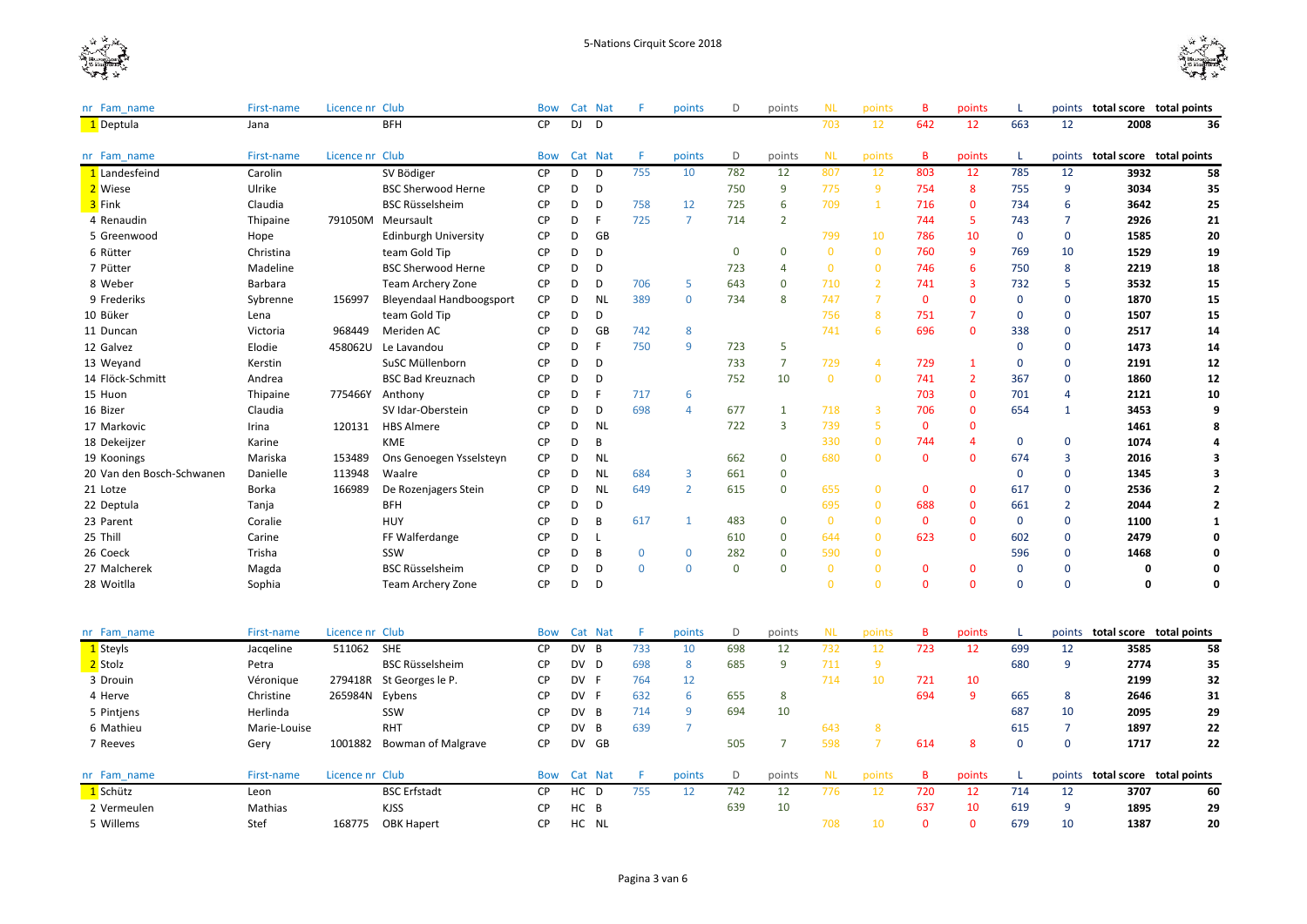| nr | Fam_name | First-name | Licence nr | Club | Bow | Cat | Nat | F | points | D | points | NL | points | B | points | L | points | total score | total points |
|---|---|---|---|---|---|---|---|---|---|---|---|---|---|---|---|---|---|---|---|
| 1 | Deptula | Jana | | BFH | CP | DJ | D | | | | | 703 | 12 | 642 | 12 | 663 | 12 | 2008 | 36 |

| nr | Fam_name | First-name | Licence nr | Club | Bow | Cat | Nat | F | points | D | points | NL | points | B | points | L | points | total score | total points |
|---|---|---|---|---|---|---|---|---|---|---|---|---|---|---|---|---|---|---|---|
| 1 | Landesfeind | Carolin | | SV Bödiger | CP | D | D | 755 | 10 | 782 | 12 | 807 | 12 | 803 | 12 | 785 | 12 | 3932 | 58 |
| 2 | Wiese | Ulrike | | BSC Sherwood Herne | CP | D | D | | | 750 | 9 | 775 | 9 | 754 | 8 | 755 | 9 | 3034 | 35 |
| 3 | Fink | Claudia | | BSC Rüsselsheim | CP | D | D | 758 | 12 | 725 | 6 | 709 | 1 | 716 | 0 | 734 | 6 | 3642 | 25 |
| 4 | Renaudin | Thipaine | 791050M | Meursault | CP | D | F | 725 | 7 | 714 | 2 | | | 744 | 5 | 743 | 7 | 2926 | 21 |
| 5 | Greenwood | Hope | | Edinburgh University | CP | D | GB | | | | | 799 | 10 | 786 | 10 | 0 | 0 | 1585 | 20 |
| 6 | Rütter | Christina | | team Gold Tip | CP | D | D | | | 0 | 0 | 0 | 0 | 760 | 9 | 769 | 10 | 1529 | 19 |
| 7 | Pütter | Madeline | | BSC Sherwood Herne | CP | D | D | | | 723 | 4 | 0 | 0 | 746 | 6 | 750 | 8 | 2219 | 18 |
| 8 | Weber | Barbara | | Team Archery Zone | CP | D | D | 706 | 5 | 643 | 0 | 710 | 2 | 741 | 3 | 732 | 5 | 3532 | 15 |
| 9 | Frederiks | Sybrenne | 156997 | Bleyendaal Handboogsport | CP | D | NL | 389 | 0 | 734 | 8 | 747 | 7 | 0 | 0 | 0 | 0 | 1870 | 15 |
| 10 | Büker | Lena | | team Gold Tip | CP | D | D | | | | | 756 | 8 | 751 | 7 | 0 | 0 | 1507 | 15 |
| 11 | Duncan | Victoria | 968449 | Meriden AC | CP | D | GB | 742 | 8 | | | 741 | 6 | 696 | 0 | 338 | 0 | 2517 | 14 |
| 12 | Galvez | Elodie | 458062U | Le Lavandou | CP | D | F | 750 | 9 | 723 | 5 | | | | | 0 | 0 | 1473 | 14 |
| 13 | Weyand | Kerstin | | SuSC Müllenborn | CP | D | D | | | 733 | 7 | 729 | 4 | 729 | 1 | 0 | 0 | 2191 | 12 |
| 14 | Flöck-Schmitt | Andrea | | BSC Bad Kreuznach | CP | D | D | | | 752 | 10 | 0 | 0 | 741 | 2 | 367 | 0 | 1860 | 12 |
| 15 | Huon | Thipaine | 775466Y | Anthony | CP | D | F | 717 | 6 | | | | | 703 | 0 | 701 | 4 | 2121 | 10 |
| 16 | Bizer | Claudia | | SV Idar-Oberstein | CP | D | D | 698 | 4 | 677 | 1 | 718 | 3 | 706 | 0 | 654 | 1 | 3453 | 9 |
| 17 | Markovic | Irina | 120131 | HBS Almere | CP | D | NL | | | 722 | 3 | 739 | 5 | 0 | 0 | | | 1461 | 8 |
| 18 | Dekeijzer | Karine | | KME | CP | D | B | | | | | 330 | 0 | 744 | 4 | 0 | 0 | 1074 | 4 |
| 19 | Koonings | Mariska | 153489 | Ons Genoegen Ysselsteyn | CP | D | NL | | | 662 | 0 | 680 | 0 | 0 | 0 | 674 | 3 | 2016 | 3 |
| 20 | Van den Bosch-Schwanen | Danielle | 113948 | Waalre | CP | D | NL | 684 | 3 | 661 | 0 | | | | | 0 | 0 | 1345 | 3 |
| 21 | Lotze | Borka | 166989 | De Rozenjagers Stein | CP | D | NL | 649 | 2 | 615 | 0 | 655 | 0 | 0 | 0 | 617 | 0 | 2536 | 2 |
| 22 | Deptula | Tanja | | BFH | CP | D | D | | | | | 695 | 0 | 688 | 0 | 661 | 2 | 2044 | 2 |
| 23 | Parent | Coralie | | HUY | CP | D | B | 617 | 1 | 483 | 0 | 0 | 0 | 0 | 0 | 0 | 0 | 1100 | 1 |
| 25 | Thill | Carine | | FF Walferdange | CP | D | L | | | 610 | 0 | 644 | 0 | 623 | 0 | 602 | 0 | 2479 | 0 |
| 26 | Coeck | Trisha | | SSW | CP | D | B | 0 | 0 | 282 | 0 | 590 | 0 | | | 596 | 0 | 1468 | 0 |
| 27 | Malcherek | Magda | | BSC Rüsselsheim | CP | D | D | 0 | 0 | 0 | 0 | 0 | 0 | 0 | 0 | 0 | 0 | 0 | 0 |
| 28 | Woitlla | Sophia | | Team Archery Zone | CP | D | D | | | | | 0 | 0 | 0 | 0 | 0 | 0 | 0 | 0 |

| nr | Fam_name | First-name | Licence nr | Club | Bow | Cat | Nat | F | points | D | points | NL | points | B | points | L | points | total score | total points |
|---|---|---|---|---|---|---|---|---|---|---|---|---|---|---|---|---|---|---|---|
| 1 | Steyls | Jacqeline | 511062 | SHE | CP | DV | B | 733 | 10 | 698 | 12 | 732 | 12 | 723 | 12 | 699 | 12 | 3585 | 58 |
| 2 | Stolz | Petra | | BSC Rüsselsheim | CP | DV | D | 698 | 8 | 685 | 9 | 711 | 9 | | | 680 | 9 | 2774 | 35 |
| 3 | Drouin | Véronique | 279418R | St Georges le P. | CP | DV | F | 764 | 12 | | | 714 | 10 | 721 | 10 | | | 2199 | 32 |
| 4 | Herve | Christine | 265984N | Eybens | CP | DV | F | 632 | 6 | 655 | 8 | | | 694 | 9 | 665 | 8 | 2646 | 31 |
| 5 | Pintjens | Herlinda | | SSW | CP | DV | B | 714 | 9 | 694 | 10 | | | | | 687 | 10 | 2095 | 29 |
| 6 | Mathieu | Marie-Louise | | RHT | CP | DV | B | 639 | 7 | | | 643 | 8 | | | 615 | 7 | 1897 | 22 |
| 7 | Reeves | Gery | 1001882 | Bowman of Malgrave | CP | DV | GB | | | 505 | 7 | 598 | 7 | 614 | 8 | 0 | 0 | 1717 | 22 |

| nr | Fam_name | First-name | Licence nr | Club | Bow | Cat | Nat | F | points | D | points | NL | points | B | points | L | points | total score | total points |
|---|---|---|---|---|---|---|---|---|---|---|---|---|---|---|---|---|---|---|---|
| 1 | Schütz | Leon | | BSC Erfstadt | CP | HC | D | 755 | 12 | 742 | 12 | 776 | 12 | 720 | 12 | 714 | 12 | 3707 | 60 |
| 2 | Vermeulen | Mathias | | KJSS | CP | HC | B | | | 639 | 10 | | | 637 | 10 | 619 | 9 | 1895 | 29 |
| 5 | Willems | Stef | 168775 | OBK Hapert | CP | HC | NL | | | | | 708 | 10 | 0 | 0 | 679 | 10 | 1387 | 20 |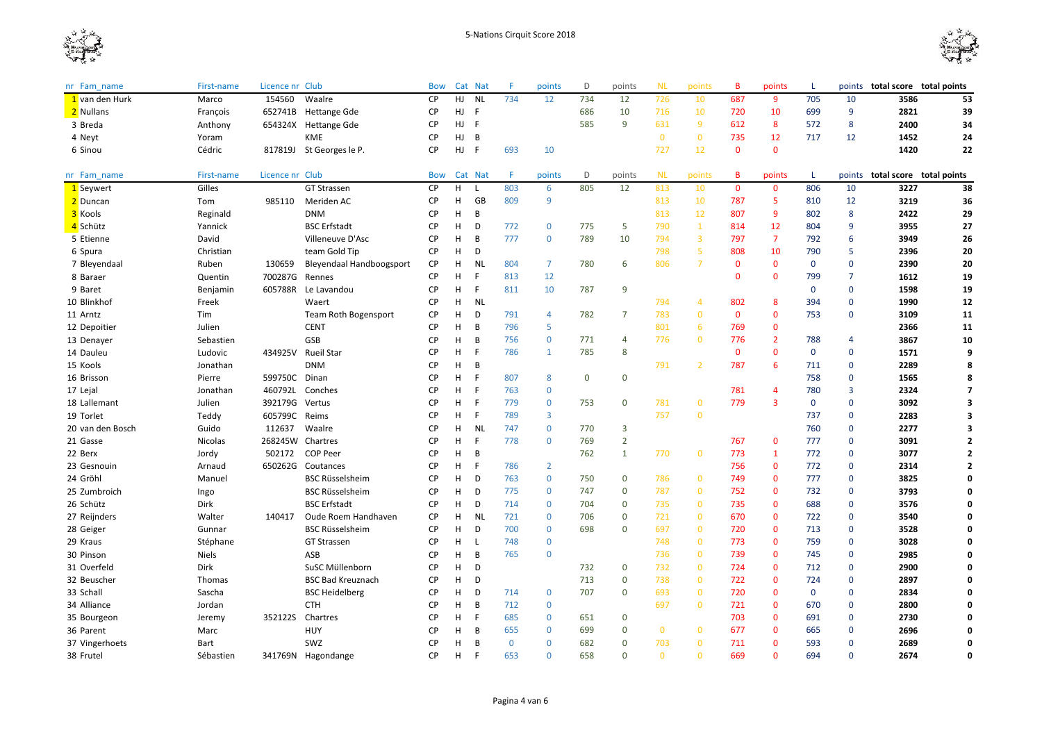# 5-Nations Cirquit Score 2018

| nr | Fam_name | First-name | Licence nr | Club | Bow | Cat | Nat | F | points | D | points | NL | points | B | points | L | points | total score | total points |
|---|---|---|---|---|---|---|---|---|---|---|---|---|---|---|---|---|---|---|---|
| 1 | van den Hurk | Marco | 154560 | Waalre | CP | HJ | NL | 734 | 12 | 734 | 12 | 726 | 10 | 687 | 9 | 705 | 10 | 3586 | 53 |
| 2 | Nullans | François | 652741B | Hettange Gde | CP | HJ | F | | | 686 | 10 | 716 | 10 | 720 | 10 | 699 | 9 | 2821 | 39 |
| 3 | Breda | Anthony | 654324X | Hettange Gde | CP | HJ | F | | | 585 | 9 | 631 | 9 | 612 | 8 | 572 | 8 | 2400 | 34 |
| 4 | Neyt | Yoram | | KME | CP | HJ | B | | | | | 0 | 0 | 735 | 12 | 717 | 12 | 1452 | 24 |
| 6 | Sinou | Cédric | 817819J | St Georges le P. | CP | HJ | F | 693 | 10 | | | 727 | 12 | 0 | 0 | | | 1420 | 22 |

| nr | Fam_name | First-name | Licence nr | Club | Bow | Cat | Nat | F | points | D | points | NL | points | B | points | L | points | total score | total points |
|---|---|---|---|---|---|---|---|---|---|---|---|---|---|---|---|---|---|---|---|
| 1 | Seywert | Gilles | | GT Strassen | CP | H | L | 803 | 6 | 805 | 12 | 813 | 10 | 0 | 0 | 806 | 10 | 3227 | 38 |
| 2 | Duncan | Tom | 985110 | Meriden AC | CP | H | GB | 809 | 9 | | | 813 | 10 | 787 | 5 | 810 | 12 | 3219 | 36 |
| 3 | Kools | Reginald | | DNM | CP | H | B | | | | | 813 | 12 | 807 | 9 | 802 | 8 | 2422 | 29 |
| 4 | Schütz | Yannick | | BSC Erfstadt | CP | H | D | 772 | 0 | 775 | 5 | 790 | 1 | 814 | 12 | 804 | 9 | 3955 | 27 |
| 5 | Etienne | David | | Villeneuve D'Asc | CP | H | B | 777 | 0 | 789 | 10 | 794 | 3 | 797 | 7 | 792 | 6 | 3949 | 26 |
| 6 | Spura | Christian | | team Gold Tip | CP | H | D | | | | | 798 | 5 | 808 | 10 | 790 | 5 | 2396 | 20 |
| 7 | Bleyendaal | Ruben | 130659 | Bleyendaal Handboogsport | CP | H | NL | 804 | 7 | 780 | 6 | 806 | 7 | 0 | 0 | 0 | 0 | 2390 | 20 |
| 8 | Baraer | Quentin | 700287G | Rennes | CP | H | F | 813 | 12 | | | | | 0 | 0 | 799 | 7 | 1612 | 19 |
| 9 | Baret | Benjamin | 605788R | Le Lavandou | CP | H | F | 811 | 10 | 787 | 9 | | | | | 0 | 0 | 1598 | 19 |
| 10 | Blinkhof | Freek | | Waert | CP | H | NL | | | | | 794 | 4 | 802 | 8 | 394 | 0 | 1990 | 12 |
| 11 | Arntz | Tim | | Team Roth Bogensport | CP | H | D | 791 | 4 | 782 | 7 | 783 | 0 | 0 | 0 | 753 | 0 | 3109 | 11 |
| 12 | Depoitier | Julien | | CENT | CP | H | B | 796 | 5 | | | 801 | 6 | 769 | 0 | | | 2366 | 11 |
| 13 | Denayer | Sebastien | | GSB | CP | H | B | 756 | 0 | 771 | 4 | 776 | 0 | 776 | 2 | 788 | 4 | 3867 | 10 |
| 14 | Dauleu | Ludovic | 434925V | Rueil Star | CP | H | F | 786 | 1 | 785 | 8 | | | 0 | 0 | 0 | 0 | 1571 | 9 |
| 15 | Kools | Jonathan | | DNM | CP | H | B | | | | | 791 | 2 | 787 | 6 | 711 | 0 | 2289 | 8 |
| 16 | Brisson | Pierre | 599750C | Dinan | CP | H | F | 807 | 8 | 0 | 0 | | | | | 758 | 0 | 1565 | 8 |
| 17 | Lejal | Jonathan | 460792L | Conches | CP | H | F | 763 | 0 | | | | | 781 | 4 | 780 | 3 | 2324 | 7 |
| 18 | Lallemant | Julien | 392179G | Vertus | CP | H | F | 779 | 0 | 753 | 0 | 781 | 0 | 779 | 3 | 0 | 0 | 3092 | 3 |
| 19 | Torlet | Teddy | 605799C | Reims | CP | H | F | 789 | 3 | | | 757 | 0 | | | 737 | 0 | 2283 | 3 |
| 20 | van den Bosch | Guido | 112637 | Waalre | CP | H | NL | 747 | 0 | 770 | 3 | | | | | 760 | 0 | 2277 | 3 |
| 21 | Gasse | Nicolas | 268245W | Chartres | CP | H | F | 778 | 0 | 769 | 2 | | | 767 | 0 | 777 | 0 | 3091 | 2 |
| 22 | Berx | Jordy | 502172 | COP Peer | CP | H | B | | | 762 | 1 | 770 | 0 | 773 | 1 | 772 | 0 | 3077 | 2 |
| 23 | Gesnouin | Arnaud | 650262G | Coutances | CP | H | F | 786 | 2 | | | | | 756 | 0 | 772 | 0 | 2314 | 2 |
| 24 | Gröhl | Manuel | | BSC Rüsselsheim | CP | H | D | 763 | 0 | 750 | 0 | 786 | 0 | 749 | 0 | 777 | 0 | 3825 | 0 |
| 25 | Zumbroich | Ingo | | BSC Rüsselsheim | CP | H | D | 775 | 0 | 747 | 0 | 787 | 0 | 752 | 0 | 732 | 0 | 3793 | 0 |
| 26 | Schütz | Dirk | | BSC Erfstadt | CP | H | D | 714 | 0 | 704 | 0 | 735 | 0 | 735 | 0 | 688 | 0 | 3576 | 0 |
| 27 | Reijnders | Walter | 140417 | Oude Roem Handhaven | CP | H | NL | 721 | 0 | 706 | 0 | 721 | 0 | 670 | 0 | 722 | 0 | 3540 | 0 |
| 28 | Geiger | Gunnar | | BSC Rüsselsheim | CP | H | D | 700 | 0 | 698 | 0 | 697 | 0 | 720 | 0 | 713 | 0 | 3528 | 0 |
| 29 | Kraus | Stéphane | | GT Strassen | CP | H | L | 748 | 0 | | | 748 | 0 | 773 | 0 | 759 | 0 | 3028 | 0 |
| 30 | Pinson | Niels | | ASB | CP | H | B | 765 | 0 | | | 736 | 0 | 739 | 0 | 745 | 0 | 2985 | 0 |
| 31 | Overfeld | Dirk | | SuSC Müllenborn | CP | H | D | | | 732 | 0 | 732 | 0 | 724 | 0 | 712 | 0 | 2900 | 0 |
| 32 | Beuscher | Thomas | | BSC Bad Kreuznach | CP | H | D | | | 713 | 0 | 738 | 0 | 722 | 0 | 724 | 0 | 2897 | 0 |
| 33 | Schall | Sascha | | BSC Heidelberg | CP | H | D | 714 | 0 | 707 | 0 | 693 | 0 | 720 | 0 | 0 | 0 | 2834 | 0 |
| 34 | Alliance | Jordan | | CTH | CP | H | B | 712 | 0 | | | 697 | 0 | 721 | 0 | 670 | 0 | 2800 | 0 |
| 35 | Bourgeon | Jeremy | 352122S | Chartres | CP | H | F | 685 | 0 | 651 | 0 | | | 703 | 0 | 691 | 0 | 2730 | 0 |
| 36 | Parent | Marc | | HUY | CP | H | B | 655 | 0 | 699 | 0 | 0 | 0 | 677 | 0 | 665 | 0 | 2696 | 0 |
| 37 | Vingerhoets | Bart | | SWZ | CP | H | B | 0 | 0 | 682 | 0 | 703 | 0 | 711 | 0 | 593 | 0 | 2689 | 0 |
| 38 | Frutel | Sébastien | 341769N | Hagondange | CP | H | F | 653 | 0 | 658 | 0 | 0 | 0 | 669 | 0 | 694 | 0 | 2674 | 0 |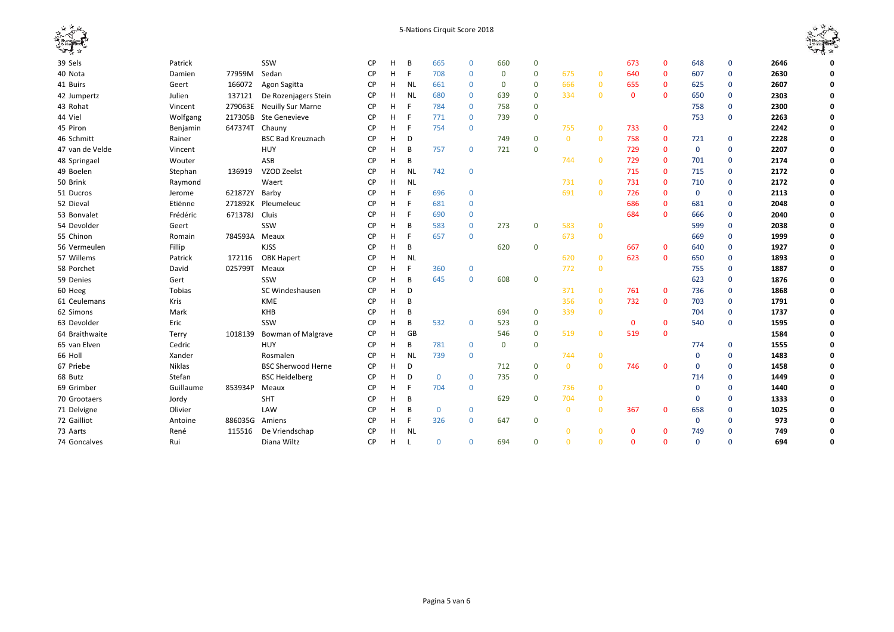| | | | | | | | | | | | | | | | | | | |
|---|---|---|---|---|---|---|---|---|---|---|---|---|---|---|---|---|---|---|
| 39 Sels | Patrick | | SSW | CP | H | B | 665 | 0 | 660 | 0 | | | 673 | 0 | 648 | 0 | **2646** | **0** |
| 40 Nota | Damien | 77959M | Sedan | CP | H | F | 708 | 0 | 0 | 0 | 675 | 0 | 640 | 0 | 607 | 0 | **2630** | **0** |
| 41 Buirs | Geert | 166072 | Agon Sagitta | CP | H | NL | 661 | 0 | 0 | 0 | 666 | 0 | 655 | 0 | 625 | 0 | **2607** | **0** |
| 42 Jumpertz | Julien | 137121 | De Rozenjagers Stein | CP | H | NL | 680 | 0 | 639 | 0 | 334 | 0 | 0 | 0 | 650 | 0 | **2303** | **0** |
| 43 Rohat | Vincent | 279063E | Neuilly Sur Marne | CP | H | F | 784 | 0 | 758 | 0 | | | | | 758 | 0 | **2300** | **0** |
| 44 Viel | Wolfgang | 217305B | Ste Genevieve | CP | H | F | 771 | 0 | 739 | 0 | | | | | 753 | 0 | **2263** | **0** |
| 45 Piron | Benjamin | 647374T | Chauny | CP | H | F | 754 | 0 | | | 755 | 0 | 733 | 0 | | | **2242** | **0** |
| 46 Schmitt | Rainer | | BSC Bad Kreuznach | CP | H | D | | | 749 | 0 | 0 | 0 | 758 | 0 | 721 | 0 | **2228** | **0** |
| 47 van de Velde | Vincent | | HUY | CP | H | B | 757 | 0 | 721 | 0 | | | 729 | 0 | 0 | 0 | **2207** | **0** |
| 48 Springael | Wouter | | ASB | CP | H | B | | | | | 744 | 0 | 729 | 0 | 701 | 0 | **2174** | **0** |
| 49 Boelen | Stephan | 136919 | VZOD Zeelst | CP | H | NL | 742 | 0 | | | | | 715 | 0 | 715 | 0 | **2172** | **0** |
| 50 Brink | Raymond | | Waert | CP | H | NL | | | | | 731 | 0 | 731 | 0 | 710 | 0 | **2172** | **0** |
| 51 Ducros | Jerome | 621872Y | Barby | CP | H | F | 696 | 0 | | | 691 | 0 | 726 | 0 | 0 | 0 | **2113** | **0** |
| 52 Dieval | Etiënne | 271892K | Pleumeleuc | CP | H | F | 681 | 0 | | | | | 686 | 0 | 681 | 0 | **2048** | **0** |
| 53 Bonvalet | Frédéric | 671378J | Cluis | CP | H | F | 690 | 0 | | | | | 684 | 0 | 666 | 0 | **2040** | **0** |
| 54 Devolder | Geert | | SSW | CP | H | B | 583 | 0 | 273 | 0 | 583 | 0 | | | 599 | 0 | **2038** | **0** |
| 55 Chinon | Romain | 784593A | Meaux | CP | H | F | 657 | 0 | | | 673 | 0 | | | 669 | 0 | **1999** | **0** |
| 56 Vermeulen | Fillip | | KJSS | CP | H | B | | | 620 | 0 | | | 667 | 0 | 640 | 0 | **1927** | **0** |
| 57 Willems | Patrick | 172116 | OBK Hapert | CP | H | NL | | | | | 620 | 0 | 623 | 0 | 650 | 0 | **1893** | **0** |
| 58 Porchet | David | 025799T | Meaux | CP | H | F | 360 | 0 | | | 772 | 0 | | | 755 | 0 | **1887** | **0** |
| 59 Denies | Gert | | SSW | CP | H | B | 645 | 0 | 608 | 0 | | | | | 623 | 0 | **1876** | **0** |
| 60 Heeg | Tobias | | SC Windeshausen | CP | H | D | | | | | 371 | 0 | 761 | 0 | 736 | 0 | **1868** | **0** |
| 61 Ceulemans | Kris | | KME | CP | H | B | | | | | 356 | 0 | 732 | 0 | 703 | 0 | **1791** | **0** |
| 62 Simons | Mark | | KHB | CP | H | B | | | 694 | 0 | 339 | 0 | | | 704 | 0 | **1737** | **0** |
| 63 Devolder | Eric | | SSW | CP | H | B | 532 | 0 | 523 | 0 | | | 0 | 0 | 540 | 0 | **1595** | **0** |
| 64 Braithwaite | Terry | 1018139 | Bowman of Malgrave | CP | H | GB | | | 546 | 0 | 519 | 0 | 519 | 0 | | | **1584** | **0** |
| 65 van Elven | Cedric | | HUY | CP | H | B | 781 | 0 | 0 | 0 | | | | | 774 | 0 | **1555** | **0** |
| 66 Holl | Xander | | Rosmalen | CP | H | NL | 739 | 0 | | | 744 | 0 | | | 0 | 0 | **1483** | **0** |
| 67 Priebe | Niklas | | BSC Sherwood Herne | CP | H | D | | | 712 | 0 | 0 | 0 | 746 | 0 | 0 | 0 | **1458** | **0** |
| 68 Butz | Stefan | | BSC Heidelberg | CP | H | D | 0 | 0 | 735 | 0 | | | | | 714 | 0 | **1449** | **0** |
| 69 Grimber | Guillaume | 853934P | Meaux | CP | H | F | 704 | 0 | | | 736 | 0 | | | 0 | 0 | **1440** | **0** |
| 70 Grootaers | Jordy | | SHT | CP | H | B | | | 629 | 0 | 704 | 0 | | | 0 | 0 | **1333** | **0** |
| 71 Delvigne | Olivier | | LAW | CP | H | B | 0 | 0 | | | 0 | 0 | 367 | 0 | 658 | 0 | **1025** | **0** |
| 72 Gailliot | Antoine | 886035G | Amiens | CP | H | F | 326 | 0 | 647 | 0 | | | | | 0 | 0 | **973** | **0** |
| 73 Aarts | René | 115516 | De Vriendschap | CP | H | NL | | | | | 0 | 0 | 0 | 0 | 749 | 0 | **749** | **0** |
| 74 Goncalves | Rui | | Diana Wiltz | CP | H | L | 0 | 0 | 694 | 0 | 0 | 0 | 0 | 0 | 0 | 0 | **694** | **0** |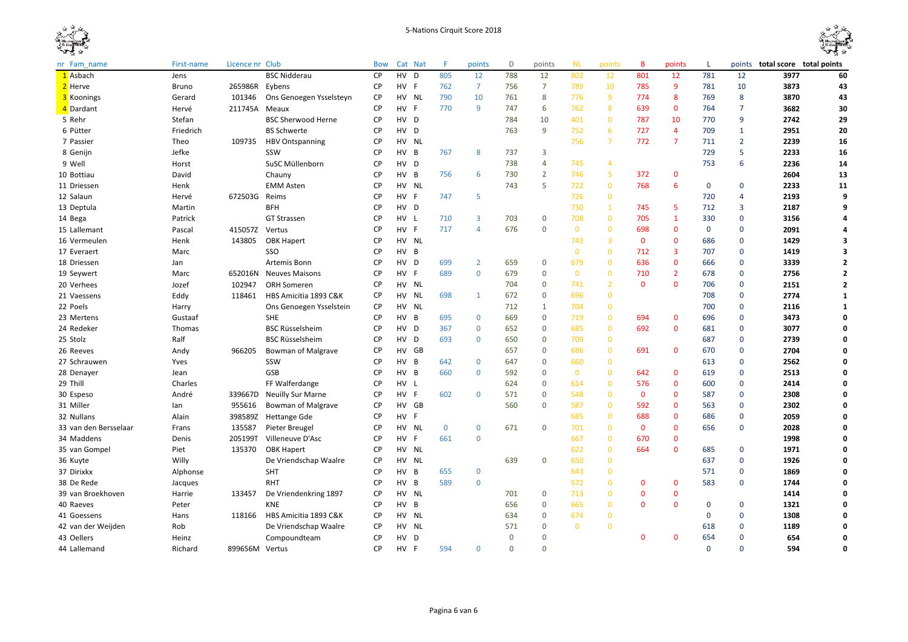| nr | Fam_name | First-name | Licence nr | Club | Bow | Cat | Nat | F | points | D | points | NL | points | B | points | L | points | total score | total points |
|---|---|---|---|---|---|---|---|---|---|---|---|---|---|---|---|---|---|---|---|
| 1 | Asbach | Jens | | BSC Nidderau | CP | HV | D | 805 | 12 | 788 | 12 | 802 | 12 | 801 | 12 | 781 | 12 | 3977 | **60** |
| 2 | Herve | Bruno | 265986R | Eybens | CP | HV | F | 762 | 7 | 756 | 7 | 789 | 10 | 785 | 9 | 781 | 10 | 3873 | **43** |
| 3 | Koonings | Gerard | 101346 | Ons Genoegen Ysselsteyn | CP | HV | NL | 790 | 10 | 761 | 8 | 776 | 9 | 774 | 8 | 769 | 8 | 3870 | **43** |
| 4 | Dardant | Hervé | 211745A | Meaux | CP | HV | F | 770 | 9 | 747 | 6 | 762 | 8 | 639 | 0 | 764 | 7 | 3682 | **30** |
| 5 | Rehr | Stefan | | BSC Sherwood Herne | CP | HV | D | | | 784 | 10 | 401 | 0 | 787 | 10 | 770 | 9 | 2742 | **29** |
| 6 | Pütter | Friedrich | | BS Schwerte | CP | HV | D | | | 763 | 9 | 752 | 6 | 727 | 4 | 709 | 1 | 2951 | **20** |
| 7 | Passier | Theo | 109735 | HBV Ontspanning | CP | HV | NL | | | | | 756 | 7 | 772 | 7 | 711 | 2 | 2239 | **16** |
| 8 | Genijn | Jefke | | SSW | CP | HV | B | 767 | 8 | 737 | 3 | | | | | 729 | 5 | 2233 | **16** |
| 9 | Well | Horst | | SuSC Müllenborn | CP | HV | D | | | 738 | 4 | 745 | 4 | | | 753 | 6 | 2236 | **14** |
| 10 | Bottiau | David | | Chauny | CP | HV | B | 756 | 6 | 730 | 2 | 746 | 5 | 372 | 0 | | | 2604 | **13** |
| 11 | Driessen | Henk | | EMM Asten | CP | HV | NL | | | 743 | 5 | 722 | 0 | 768 | 6 | 0 | 0 | 2233 | **11** |
| 12 | Salaun | Hervé | 672503G | Reims | CP | HV | F | 747 | 5 | | | 726 | 0 | | | 720 | 4 | 2193 | **9** |
| 13 | Deptula | Martin | | BFH | CP | HV | D | | | | | 730 | 1 | 745 | 5 | 712 | 3 | 2187 | **9** |
| 14 | Bega | Patrick | | GT Strassen | CP | HV | L | 710 | 3 | 703 | 0 | 708 | 0 | 705 | 1 | 330 | 0 | 3156 | **4** |
| 15 | Lallemant | Pascal | 415057Z | Vertus | CP | HV | F | 717 | 4 | 676 | 0 | 0 | 0 | 698 | 0 | 0 | 0 | 2091 | **4** |
| 16 | Vermeulen | Henk | 143805 | OBK Hapert | CP | HV | NL | | | | | 743 | 3 | 0 | 0 | 686 | 0 | 1429 | **3** |
| 17 | Everaert | Marc | | SSO | CP | HV | B | | | | | 0 | 0 | 712 | 3 | 707 | 0 | 1419 | **3** |
| 18 | Driessen | Jan | | Artemis Bonn | CP | HV | D | 699 | 2 | 659 | 0 | 679 | 0 | 636 | 0 | 666 | 0 | 3339 | **2** |
| 19 | Seywert | Marc | 652016N | Neuves Maisons | CP | HV | F | 689 | 0 | 679 | 0 | 0 | 0 | 710 | 2 | 678 | 0 | 2756 | **2** |
| 20 | Verhees | Jozef | 102947 | ORH Someren | CP | HV | NL | | | 704 | 0 | 741 | 2 | 0 | 0 | 706 | 0 | 2151 | **2** |
| 21 | Vaessens | Eddy | 118461 | HBS Amicitia 1893 C&K | CP | HV | NL | 698 | 1 | 672 | 0 | 696 | 0 | | | 708 | 0 | 2774 | **1** |
| 22 | Poels | Harry | | Ons Genoegen Ysselstein | CP | HV | NL | | | 712 | 1 | 704 | 0 | | | 700 | 0 | 2116 | **1** |
| 23 | Mertens | Gustaaf | | SHE | CP | HV | B | 695 | 0 | 669 | 0 | 719 | 0 | 694 | 0 | 696 | 0 | 3473 | **0** |
| 24 | Redeker | Thomas | | BSC Rüsselsheim | CP | HV | D | 367 | 0 | 652 | 0 | 685 | 0 | 692 | 0 | 681 | 0 | 3077 | **0** |
| 25 | Stolz | Ralf | | BSC Rüsselsheim | CP | HV | D | 693 | 0 | 650 | 0 | 709 | 0 | | | 687 | 0 | 2739 | **0** |
| 26 | Reeves | Andy | 966205 | Bowman of Malgrave | CP | HV | GB | | | 657 | 0 | 686 | 0 | 691 | 0 | 670 | 0 | 2704 | **0** |
| 27 | Schrauwen | Yves | | SSW | CP | HV | B | 642 | 0 | 647 | 0 | 660 | 0 | | | 613 | 0 | 2562 | **0** |
| 28 | Denayer | Jean | | GSB | CP | HV | B | 660 | 0 | 592 | 0 | 0 | 0 | 642 | 0 | 619 | 0 | 2513 | **0** |
| 29 | Thill | Charles | | FF Walferdange | CP | HV | L | | | 624 | 0 | 614 | 0 | 576 | 0 | 600 | 0 | 2414 | **0** |
| 30 | Espeso | André | 339667D | Neuilly Sur Marne | CP | HV | F | 602 | 0 | 571 | 0 | 548 | 0 | 0 | 0 | 587 | 0 | 2308 | **0** |
| 31 | Miller | Ian | 955616 | Bowman of Malgrave | CP | HV | GB | | | 560 | 0 | 587 | 0 | 592 | 0 | 563 | 0 | 2302 | **0** |
| 32 | Nullans | Alain | 398589Z | Hettange Gde | CP | HV | F | | | | | 685 | 0 | 688 | 0 | 686 | 0 | 2059 | **0** |
| 33 | van den Bersselaar | Frans | 135587 | Pieter Breugel | CP | HV | NL | 0 | 0 | 671 | 0 | 701 | 0 | 0 | 0 | 656 | 0 | 2028 | **0** |
| 34 | Maddens | Denis | 205199T | Villeneuve D'Asc | CP | HV | F | 661 | 0 | | | 667 | 0 | 670 | 0 | | | 1998 | **0** |
| 35 | van Gompel | Piet | 135370 | OBK Hapert | CP | HV | NL | | | | | 622 | 0 | 664 | 0 | 685 | 0 | 1971 | **0** |
| 36 | Kuyte | Willy | | De Vriendschap Waalre | CP | HV | NL | | | 639 | 0 | 650 | 0 | | | 637 | 0 | 1926 | **0** |
| 37 | Dirixkx | Alphonse | | SHT | CP | HV | B | 655 | 0 | | | 643 | 0 | | | 571 | 0 | 1869 | **0** |
| 38 | De Rede | Jacques | | RHT | CP | HV | B | 589 | 0 | | | 572 | 0 | 0 | 0 | 583 | 0 | 1744 | **0** |
| 39 | van Broekhoven | Harrie | 133457 | De Vriendenkring 1897 | CP | HV | NL | | | 701 | 0 | 713 | 0 | 0 | 0 | | | 1414 | **0** |
| 40 | Raeves | Peter | | KNE | CP | HV | B | | | 656 | 0 | 665 | 0 | 0 | 0 | 0 | 0 | 1321 | **0** |
| 41 | Goessens | Hans | 118166 | HBS Amicitia 1893 C&K | CP | HV | NL | | | 634 | 0 | 674 | 0 | | | 0 | 0 | 1308 | **0** |
| 42 | van der Weijden | Rob | | De Vriendschap Waalre | CP | HV | NL | | | 571 | 0 | 0 | 0 | | | 618 | 0 | 1189 | **0** |
| 43 | Oellers | Heinz | | Compoundteam | CP | HV | D | | | 0 | 0 | | | 0 | 0 | 654 | 0 | 654 | **0** |
| 44 | Lallemand | Richard | 899656M | Vertus | CP | HV | F | 594 | 0 | 0 | 0 | | | | | 0 | 0 | 594 | **0** |